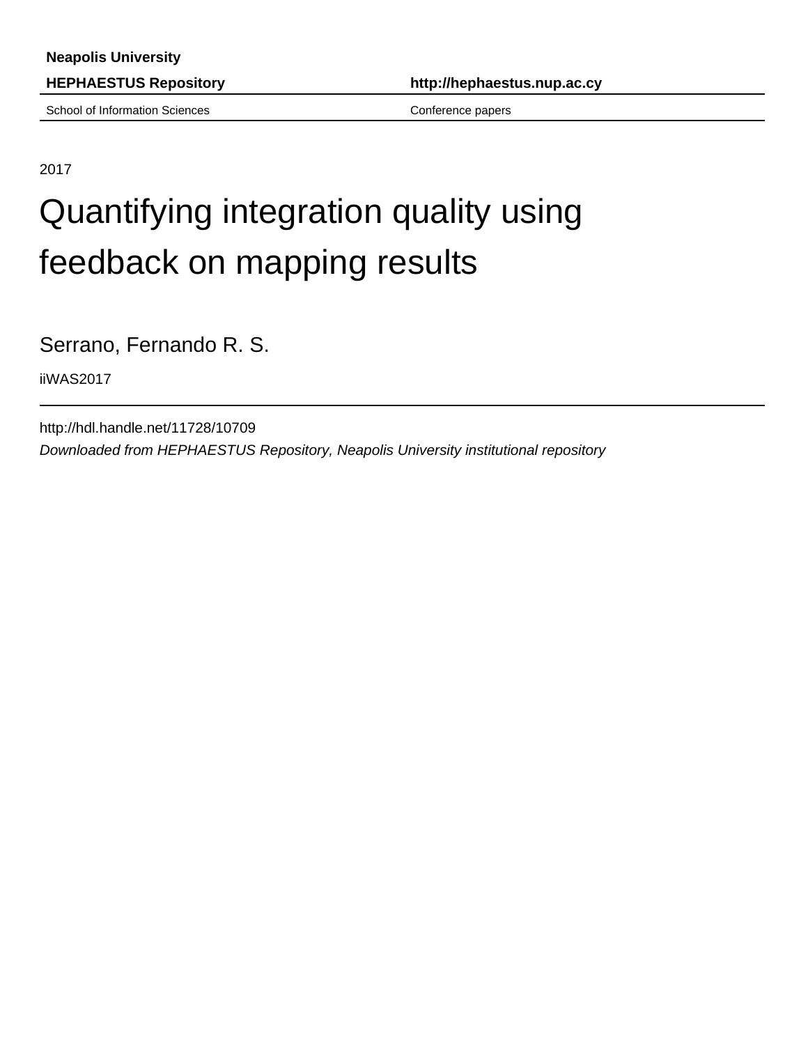**Neapolis University**

**HEPHAESTUS Repository** **http://hephaestus.nup.ac.cy**

School of Information Sciences Conference papers

2017

# Quantifying integration quality using feedback on mapping results

Serrano, Fernando R. S.

iiWAS2017

http://hdl.handle.net/11728/10709

*Downloaded from HEPHAESTUS Repository, Neapolis University institutional repository*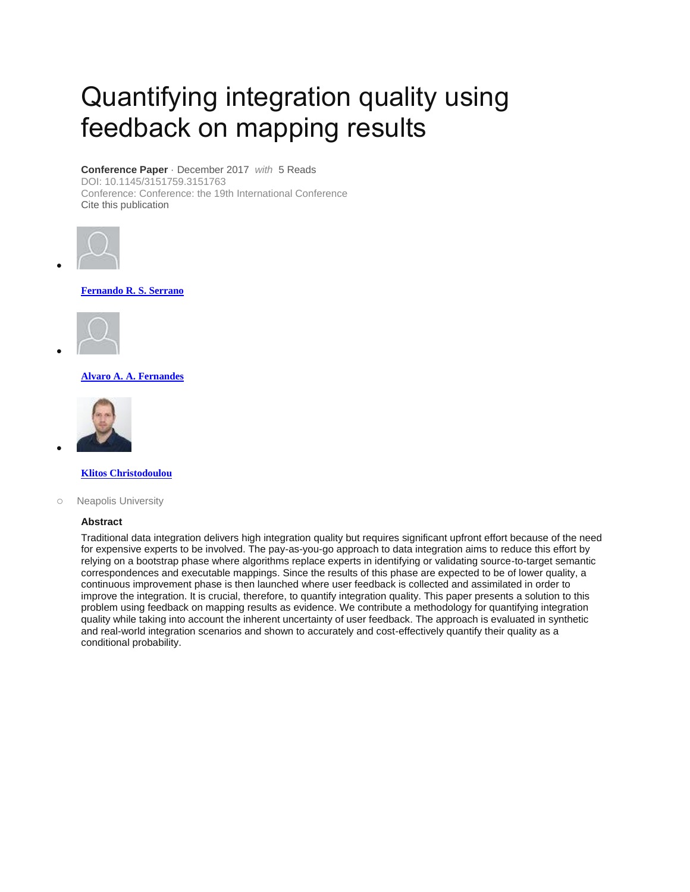# Quantifying integration quality using feedback on mapping results

**Conference Paper** · December 2017 *with* 5 Reads

DOI: 10.1145/3151759.3151763

Conference: Conference: the 19th International Conference

Cite this publication

- **Fernando R. S. Serrano**
- **Alvaro A. A. Fernandes**
- **Klitos Christodoulou**
  - Neapolis University

**Abstract**

Traditional data integration delivers high integration quality but requires significant upfront effort because of the need for expensive experts to be involved. The pay-as-you-go approach to data integration aims to reduce this effort by relying on a bootstrap phase where algorithms replace experts in identifying or validating source-to-target semantic correspondences and executable mappings. Since the results of this phase are expected to be of lower quality, a continuous improvement phase is then launched where user feedback is collected and assimilated in order to improve the integration. It is crucial, therefore, to quantify integration quality. This paper presents a solution to this problem using feedback on mapping results as evidence. We contribute a methodology for quantifying integration quality while taking into account the inherent uncertainty of user feedback. The approach is evaluated in synthetic and real-world integration scenarios and shown to accurately and cost-effectively quantify their quality as a conditional probability.